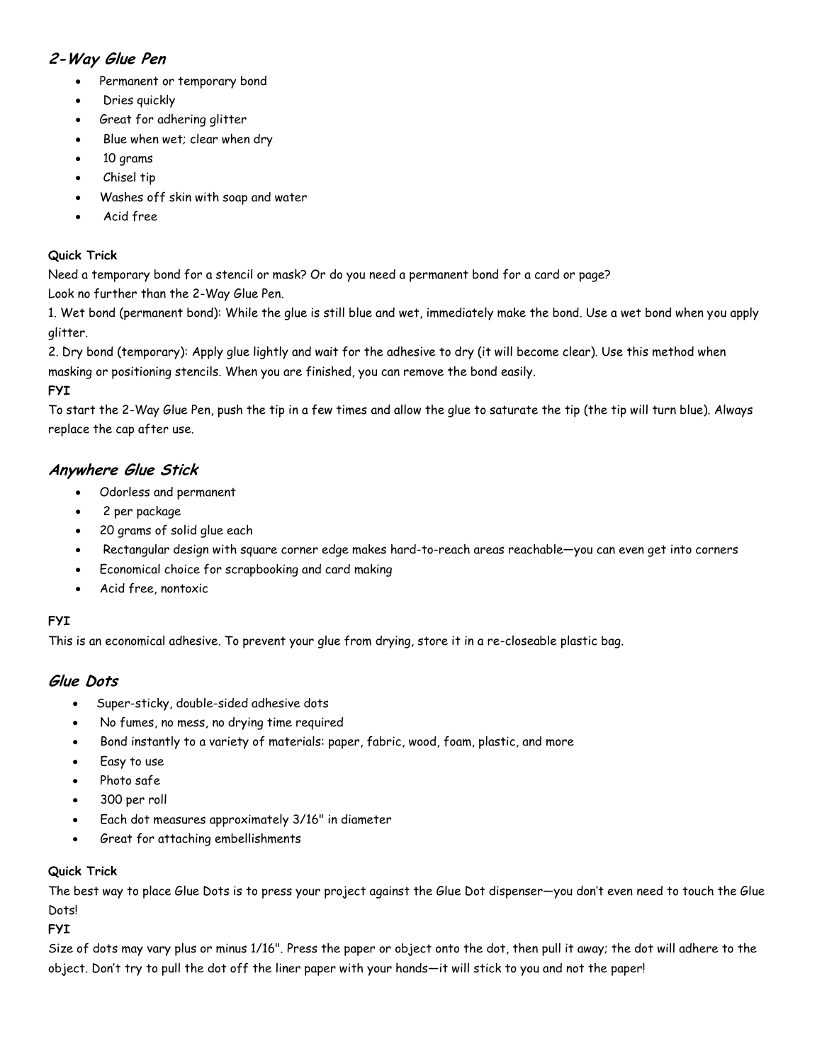## *2-Way Glue Pen*

- Permanent or temporary bond
- Dries quickly
- Great for adhering glitter
- Blue when wet; clear when dry
- 10 grams
- Chisel tip
- Washes off skin with soap and water
- Acid free

**Quick Trick**

Need a temporary bond for a stencil or mask? Or do you need a permanent bond for a card or page?
Look no further than the 2-Way Glue Pen.

1. Wet bond (permanent bond): While the glue is still blue and wet, immediately make the bond. Use a wet bond when you apply glitter.
2. Dry bond (temporary): Apply glue lightly and wait for the adhesive to dry (it will become clear). Use this method when masking or positioning stencils. When you are finished, you can remove the bond easily.

**FYI**

To start the 2-Way Glue Pen, push the tip in a few times and allow the glue to saturate the tip (the tip will turn blue). Always replace the cap after use.

## *Anywhere Glue Stick*

- Odorless and permanent
- 2 per package
- 20 grams of solid glue each
- Rectangular design with square corner edge makes hard-to-reach areas reachable—you can even get into corners
- Economical choice for scrapbooking and card making
- Acid free, nontoxic

**FYI**

This is an economical adhesive. To prevent your glue from drying, store it in a re-closeable plastic bag.

## *Glue Dots*

- Super-sticky, double-sided adhesive dots
- No fumes, no mess, no drying time required
- Bond instantly to a variety of materials: paper, fabric, wood, foam, plastic, and more
- Easy to use
- Photo safe
- 300 per roll
- Each dot measures approximately 3/16" in diameter
- Great for attaching embellishments

**Quick Trick**

The best way to place Glue Dots is to press your project against the Glue Dot dispenser—you don't even need to touch the Glue Dots!

**FYI**

Size of dots may vary plus or minus 1/16". Press the paper or object onto the dot, then pull it away; the dot will adhere to the object. Don't try to pull the dot off the liner paper with your hands—it will stick to you and not the paper!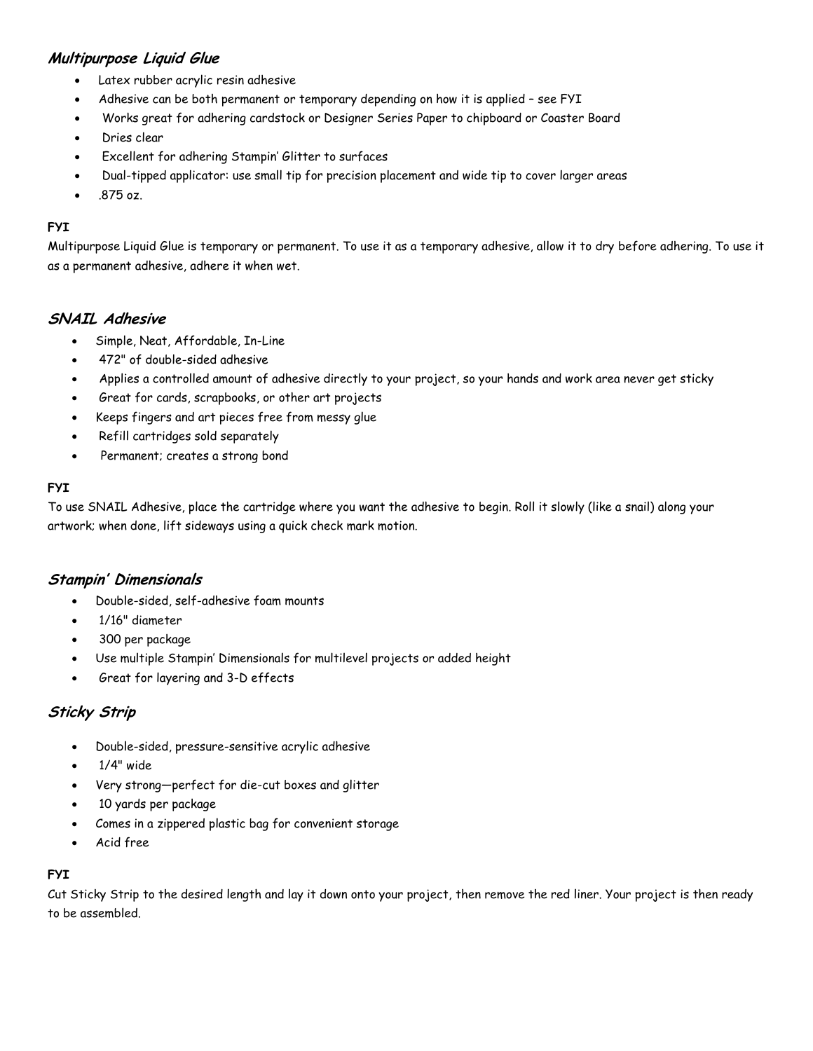## *Multipurpose Liquid Glue*

- Latex rubber acrylic resin adhesive
- Adhesive can be both permanent or temporary depending on how it is applied – see FYI
- Works great for adhering cardstock or Designer Series Paper to chipboard or Coaster Board
- Dries clear
- Excellent for adhering Stampin' Glitter to surfaces
- Dual-tipped applicator: use small tip for precision placement and wide tip to cover larger areas
- .875 oz.

**FYI**

Multipurpose Liquid Glue is temporary or permanent. To use it as a temporary adhesive, allow it to dry before adhering. To use it as a permanent adhesive, adhere it when wet.

## *SNAIL Adhesive*

- Simple, Neat, Affordable, In-Line
- 472" of double-sided adhesive
- Applies a controlled amount of adhesive directly to your project, so your hands and work area never get sticky
- Great for cards, scrapbooks, or other art projects
- Keeps fingers and art pieces free from messy glue
- Refill cartridges sold separately
- Permanent; creates a strong bond

**FYI**

To use SNAIL Adhesive, place the cartridge where you want the adhesive to begin. Roll it slowly (like a snail) along your artwork; when done, lift sideways using a quick check mark motion.

## *Stampin' Dimensionals*

- Double-sided, self-adhesive foam mounts
- 1/16" diameter
- 300 per package
- Use multiple Stampin' Dimensionals for multilevel projects or added height
- Great for layering and 3-D effects

## *Sticky Strip*

- Double-sided, pressure-sensitive acrylic adhesive
- 1/4" wide
- Very strong—perfect for die-cut boxes and glitter
- 10 yards per package
- Comes in a zippered plastic bag for convenient storage
- Acid free

**FYI**

Cut Sticky Strip to the desired length and lay it down onto your project, then remove the red liner. Your project is then ready to be assembled.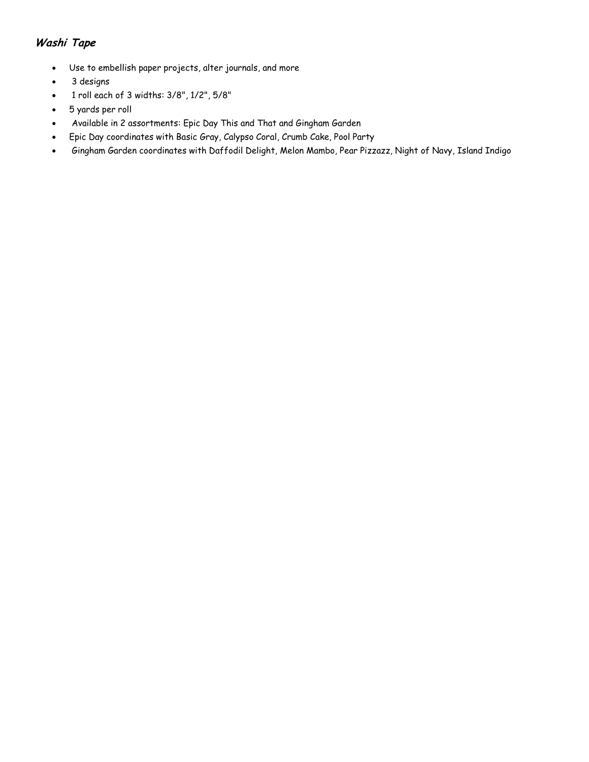## ***Washi Tape***

- Use to embellish paper projects, alter journals, and more
- 3 designs
- 1 roll each of 3 widths: 3/8", 1/2", 5/8"
- 5 yards per roll
- Available in 2 assortments: Epic Day This and That and Gingham Garden
- Epic Day coordinates with Basic Gray, Calypso Coral, Crumb Cake, Pool Party
- Gingham Garden coordinates with Daffodil Delight, Melon Mambo, Pear Pizzazz, Night of Navy, Island Indigo